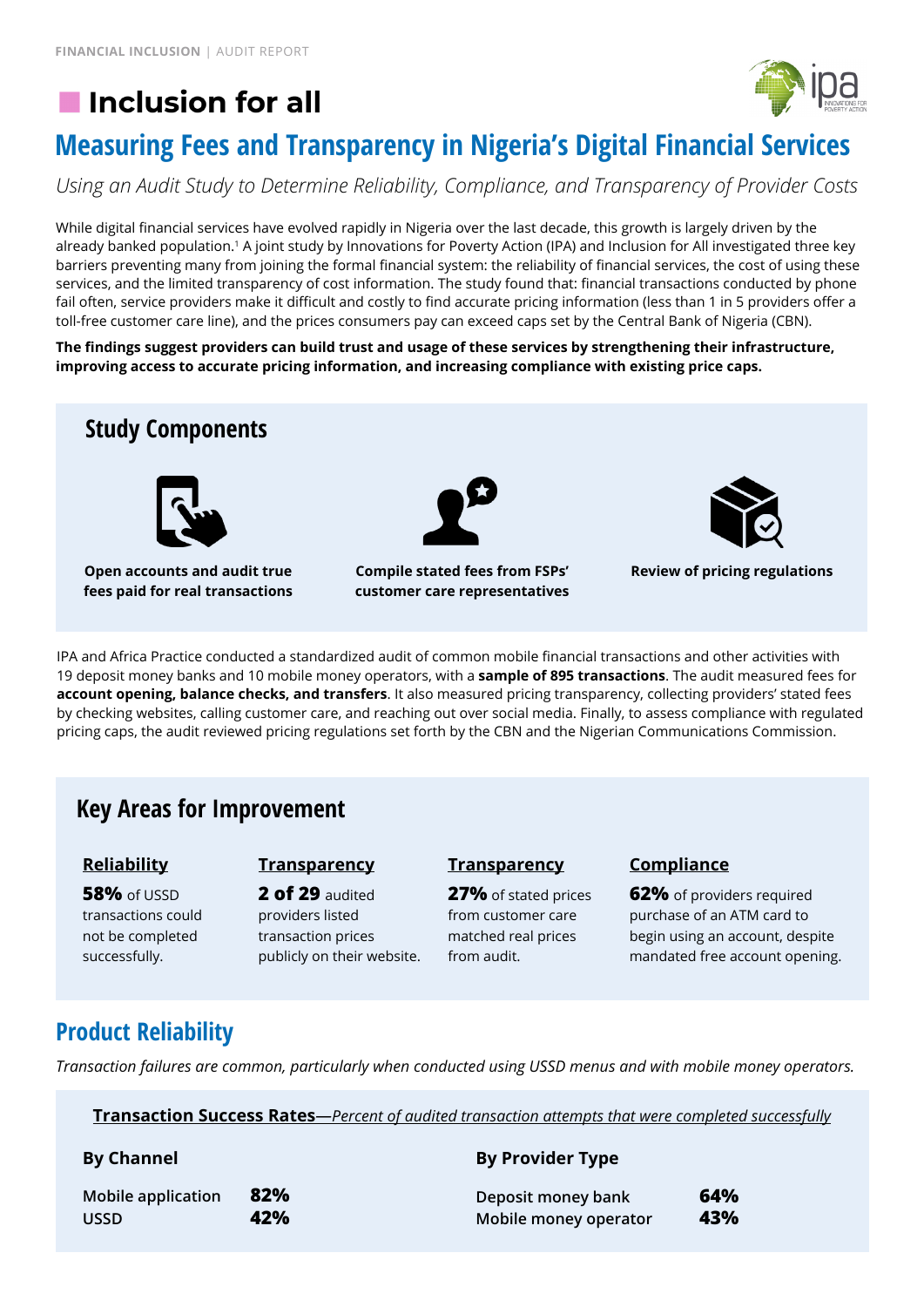FINANCIAL INCLUSION | AUDIT REPORT

# Inclusion for all

## Measuring Fees and Transparency in Nigeria's Digital Financial Services

*Using an Audit Study to Determine Reliability, Compliance, and Transparency of Provider Costs*

While digital financial services have evolved rapidly in Nigeria over the last decade, this growth is largely driven by the already banked population.[1] A joint study by Innovations for Poverty Action (IPA) and Inclusion for All investigated three key barriers preventing many from joining the formal financial system: the reliability of financial services, the cost of using these services, and the limited transparency of cost information. The study found that: financial transactions conducted by phone fail often, service providers make it difficult and costly to find accurate pricing information (less than 1 in 5 providers offer a toll-free customer care line), and the prices consumers pay can exceed caps set by the Central Bank of Nigeria (CBN).

**The findings suggest providers can build trust and usage of these services by strengthening their infrastructure, improving access to accurate pricing information, and increasing compliance with existing price caps.**

### Study Components

- **Open accounts and audit true fees paid for real transactions**
- **Compile stated fees from FSPs' customer care representatives**
- **Review of pricing regulations**

IPA and Africa Practice conducted a standardized audit of common mobile financial transactions and other activities with 19 deposit money banks and 10 mobile money operators, with a **sample of 895 transactions**. The audit measured fees for **account opening, balance checks, and transfers**. It also measured pricing transparency, collecting providers' stated fees by checking websites, calling customer care, and reaching out over social media. Finally, to assess compliance with regulated pricing caps, the audit reviewed pricing regulations set forth by the CBN and the Nigerian Communications Commission.

### Key Areas for Improvement

**Reliability**

**58%** of USSD transactions could not be completed successfully.

**Transparency**

**2 of 29** audited providers listed transaction prices publicly on their website.

**Transparency**

**27%** of stated prices from customer care matched real prices from audit.

**Compliance**

**62%** of providers required purchase of an ATM card to begin using an account, despite mandated free account opening.

## Product Reliability

*Transaction failures are common, particularly when conducted using USSD menus and with mobile money operators.*

**Transaction Success Rates**—*Percent of audited transaction attempts that were completed successfully*

**By Channel**

| Channel | Success rate |
|---|---|
| Mobile application | **82%** |
| USSD | **42%** |

**By Provider Type**

| Provider Type | Success rate |
|---|---|
| Deposit money bank | **64%** |
| Mobile money operator | **43%** |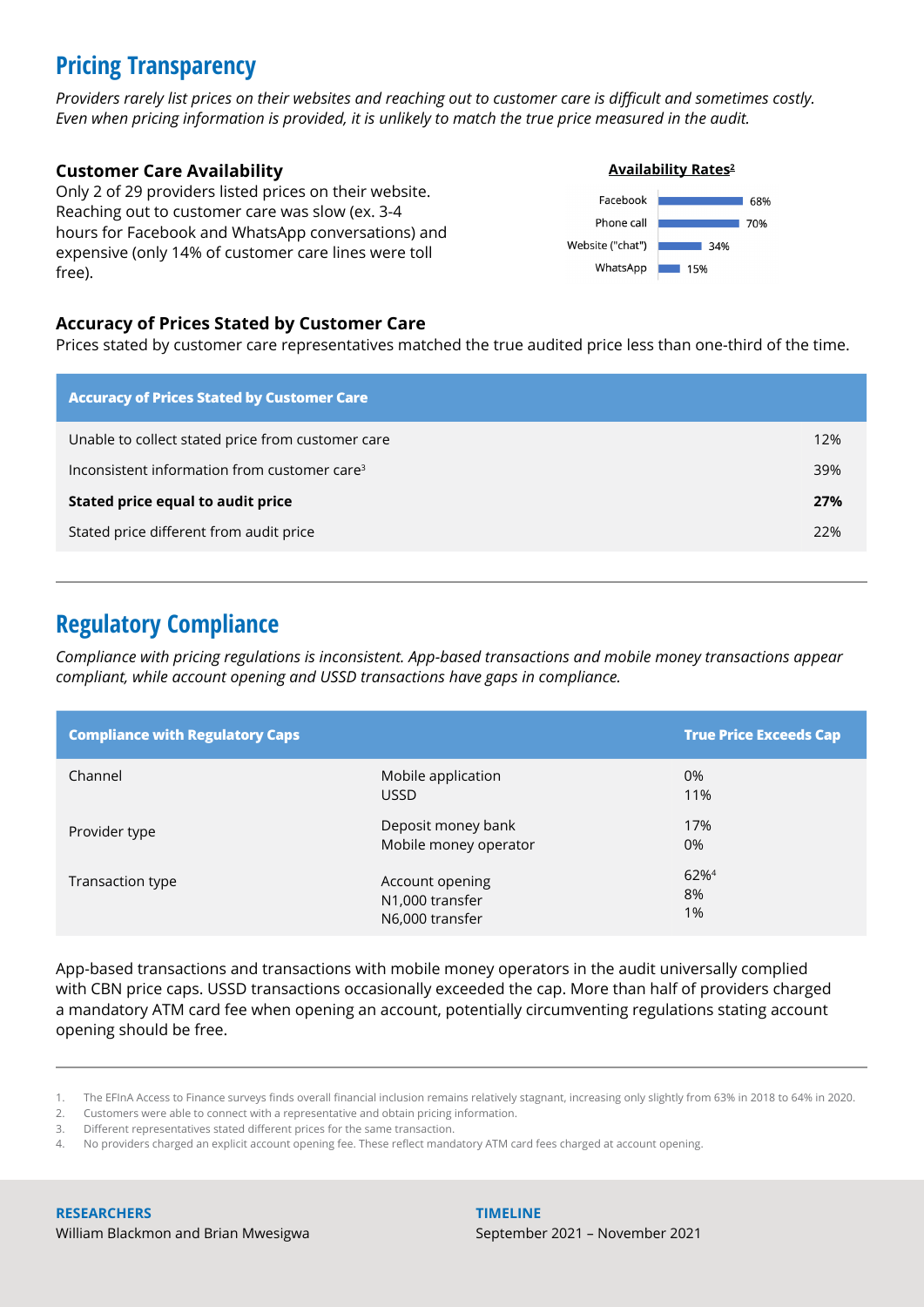## Pricing Transparency

*Providers rarely list prices on their websites and reaching out to customer care is difficult and sometimes costly. Even when pricing information is provided, it is unlikely to match the true price measured in the audit.*

### Customer Care Availability

Only 2 of 29 providers listed prices on their website. Reaching out to customer care was slow (ex. 3-4 hours for Facebook and WhatsApp conversations) and expensive (only 14% of customer care lines were toll free).

**Availability Rates**[2]

Facebook 68%
Phone call 70%
Website ("chat") 34%
WhatsApp 15%

### Accuracy of Prices Stated by Customer Care

Prices stated by customer care representatives matched the true audited price less than one-third of the time.

| Accuracy of Prices Stated by Customer Care | |
|---|---|
| Unable to collect stated price from customer care | 12% |
| Inconsistent information from customer care[3] | 39% |
| **Stated price equal to audit price** | **27%** |
| Stated price different from audit price | 22% |

## Regulatory Compliance

*Compliance with pricing regulations is inconsistent. App-based transactions and mobile money transactions appear compliant, while account opening and USSD transactions have gaps in compliance.*

| Compliance with Regulatory Caps | | True Price Exceeds Cap |
|---|---|---|
| Channel | Mobile application | 0% |
| | USSD | 11% |
| Provider type | Deposit money bank | 17% |
| | Mobile money operator | 0% |
| Transaction type | Account opening | 62%[4] |
| | N1,000 transfer | 8% |
| | N6,000 transfer | 1% |

App-based transactions and transactions with mobile money operators in the audit universally complied with CBN price caps. USSD transactions occasionally exceeded the cap. More than half of providers charged a mandatory ATM card fee when opening an account, potentially circumventing regulations stating account opening should be free.

1. The EFInA Access to Finance surveys finds overall financial inclusion remains relatively stagnant, increasing only slightly from 63% in 2018 to 64% in 2020.
2. Customers were able to connect with a representative and obtain pricing information.
3. Different representatives stated different prices for the same transaction.
4. No providers charged an explicit account opening fee. These reflect mandatory ATM card fees charged at account opening.

**RESEARCHERS**
William Blackmon and Brian Mwesigwa

**TIMELINE**
September 2021 – November 2021